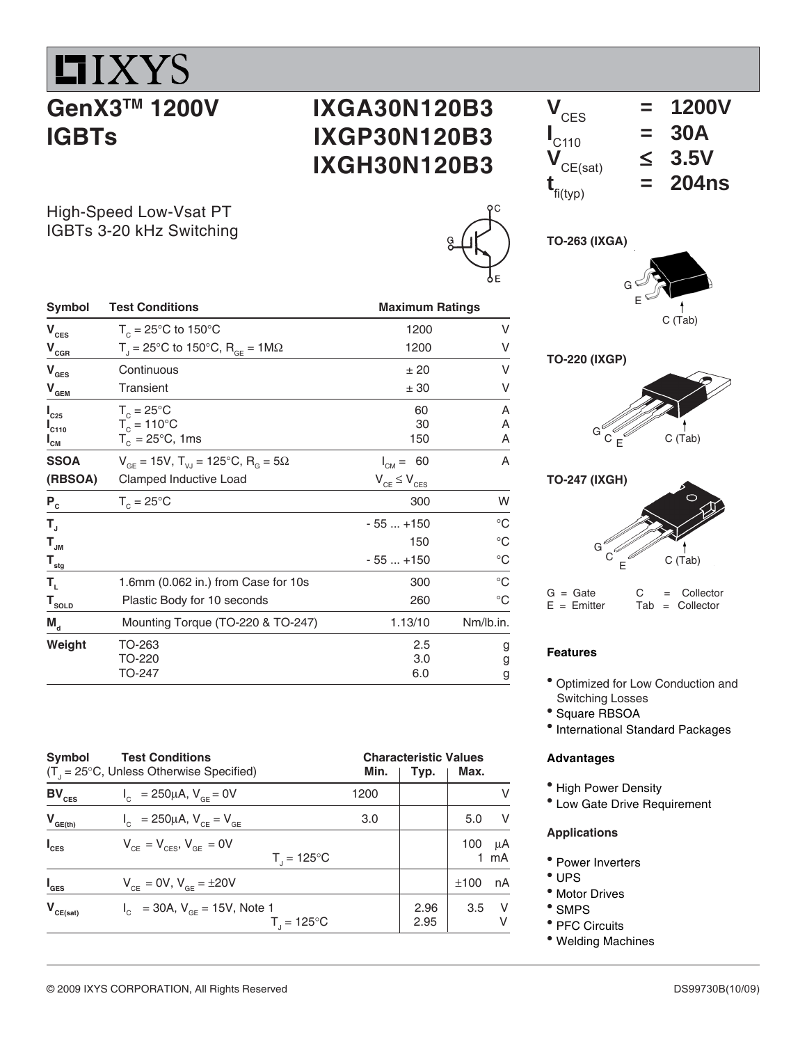# IXYS

## GenX3™ 1200V IGBTs

## IXGA30N120B3
## IXGP30N120B3
## IXGH30N120B3

$V_{CES}$ = 1200V
$I_{C110}$ = 30A
$V_{CE(sat)}$ ≤ 3.5V
$t_{fi(typ)}$ = 204ns

High-Speed Low-Vsat PT IGBTs 3-20 kHz Switching

| Symbol | Test Conditions | Maximum Ratings | |
|---|---|---|---|
| $V_{CES}$ | $T_C$ = 25°C to 150°C | 1200 | V |
| $V_{CGR}$ | $T_J$ = 25°C to 150°C, $R_{GE}$ = 1MΩ | 1200 | V |
| $V_{GES}$ | Continuous | ± 20 | V |
| $V_{GEM}$ | Transient | ± 30 | V |
| $I_{C25}$ | $T_C$ = 25°C | 60 | A |
| $I_{C110}$ | $T_C$ = 110°C | 30 | A |
| $I_{CM}$ | $T_C$ = 25°C, 1ms | 150 | A |
| SSOA (RBSOA) | $V_{GE}$ = 15V, $T_{VJ}$ = 125°C, $R_G$ = 5Ω Clamped Inductive Load | $I_{CM}$ = 60 $V_{CE} \leq V_{CES}$ | A |
| $P_C$ | $T_C$ = 25°C | 300 | W |
| $T_J$ | | - 55 ... +150 | °C |
| $T_{JM}$ | | 150 | °C |
| $T_{stg}$ | | - 55 ... +150 | °C |
| $T_L$ | 1.6mm (0.062 in.) from Case for 10s | 300 | °C |
| $T_{SOLD}$ | Plastic Body for 10 seconds | 260 | °C |
| $M_d$ | Mounting Torque (TO-220 & TO-247) | 1.13/10 | Nm/lb.in. |
| Weight | TO-263 | 2.5 | g |
| | TO-220 | 3.0 | g |
| | TO-247 | 6.0 | g |

TO-263 (IXGA)

TO-220 (IXGP)

TO-247 (IXGH)

G = Gate, C = Collector, E = Emitter, Tab = Collector

| Symbol | Test Conditions ($T_J$ = 25°C, Unless Otherwise Specified) | Min. | Typ. | Max. | |
|---|---|---|---|---|---|
| $BV_{CES}$ | $I_C$ = 250μA, $V_{GE}$ = 0V | 1200 | | | V |
| $V_{GE(th)}$ | $I_C$ = 250μA, $V_{CE}$ = $V_{GE}$ | 3.0 | | 5.0 | V |
| $I_{CES}$ | $V_{CE}$ = $V_{CES}$, $V_{GE}$ = 0V | | | 100 | μA |
| | $T_J$ = 125°C | | | 1 | mA |
| $I_{GES}$ | $V_{CE}$ = 0V, $V_{GE}$ = ±20V | | | ±100 | nA |
| $V_{CE(sat)}$ | $I_C$ = 30A, $V_{GE}$ = 15V, Note 1 | | 2.96 | 3.5 | V |
| | $T_J$ = 125°C | | 2.95 | | V |

### Features

- Optimized for Low Conduction and Switching Losses
- Square RBSOA
- International Standard Packages

### Advantages

- High Power Density
- Low Gate Drive Requirement

### Applications

- Power Inverters
- UPS
- Motor Drives
- SMPS
- PFC Circuits
- Welding Machines

© 2009 IXYS CORPORATION, All Rights Reserved

DS99730B(10/09)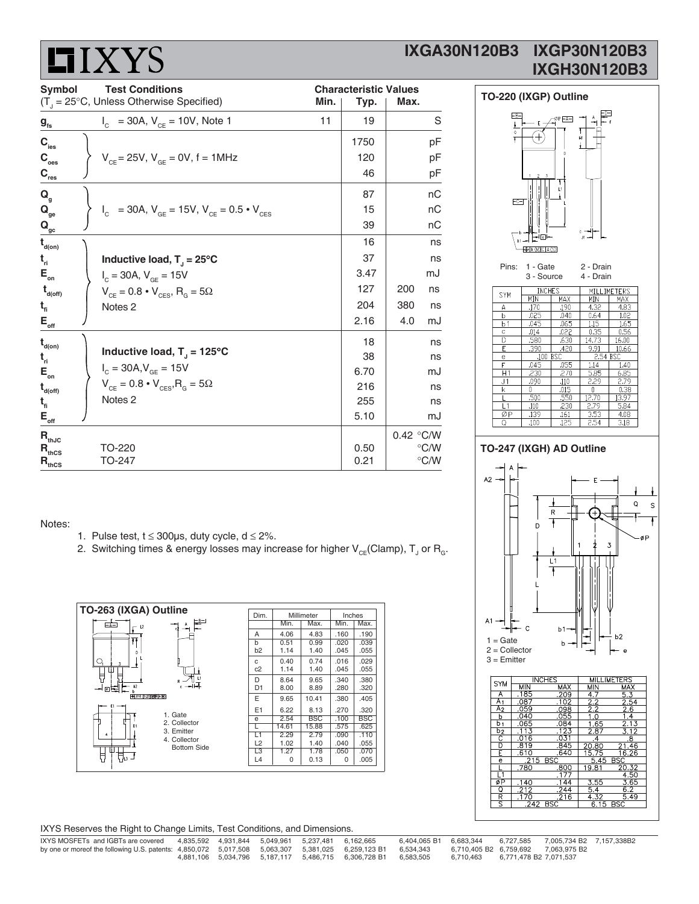# IXGA30N120B3 IXGP30N120B3 IXGH30N120B3

| Symbol | Test Conditions ($T_J$ = 25°C, Unless Otherwise Specified) | Min. | Typ. | Max. | |
|---|---|---|---|---|---|
| $g_{fs}$ | $I_C$ = 30A, $V_{CE}$ = 10V, Note 1 | 11 | 19 | | S |
| $C_{ies}$ | $V_{CE}$ = 25V, $V_{GE}$ = 0V, f = 1MHz | | 1750 | | pF |
| $C_{oes}$ | | | 120 | | pF |
| $C_{res}$ | | | 46 | | pF |
| $Q_g$ | $I_C$ = 30A, $V_{GE}$ = 15V, $V_{CE}$ = 0.5 • $V_{CES}$ | | 87 | | nC |
| $Q_{ge}$ | | | 15 | | nC |
| $Q_{gc}$ | | | 39 | | nC |
| $t_{d(on)}$ | **Inductive load, $T_J$ = 25°C** | | 16 | | ns |
| $t_{ri}$ | $I_C$ = 30A, $V_{GE}$ = 15V | | 37 | | ns |
| $E_{on}$ | $V_{CE}$ = 0.8 • $V_{CES}$, $R_G$ = 5Ω | | 3.47 | | mJ |
| $t_{d(off)}$ | Notes 2 | | 127 | 200 | ns |
| $t_{fi}$ | | | 204 | 380 | ns |
| $E_{off}$ | | | 2.16 | 4.0 | mJ |
| $t_{d(on)}$ | **Inductive load, $T_J$ = 125°C** | | 18 | | ns |
| $t_{ri}$ | $I_C$ = 30A, $V_{GE}$ = 15V | | 38 | | ns |
| $E_{on}$ | $V_{CE}$ = 0.8 • $V_{CES}$, $R_G$ = 5Ω | | 6.70 | | mJ |
| $t_{d(off)}$ | Notes 2 | | 216 | | ns |
| $t_{fi}$ | | | 255 | | ns |
| $E_{off}$ | | | 5.10 | | mJ |
| $R_{thJC}$ | | | | 0.42 | °C/W |
| $R_{thCS}$ | TO-220 | | 0.50 | | °C/W |
| $R_{thCS}$ | TO-247 | | 0.21 | | °C/W |

Notes:

1. Pulse test, t ≤ 300μs, duty cycle, d ≤ 2%.
2. Switching times & energy losses may increase for higher $V_{CE}$(Clamp), $T_J$ or $R_G$.

## TO-220 (IXGP) Outline

Pins: 1 - Gate, 2 - Drain, 3 - Source, 4 - Drain

| SYM | INCHES MIN | INCHES MAX | MILLIMETERS MIN | MILLIMETERS MAX |
|---|---|---|---|---|
| A | .170 | .190 | 4.32 | 4.83 |
| b | .025 | .040 | 0.64 | 1.02 |
| b1 | .045 | .065 | 1.15 | 1.65 |
| c | .014 | .022 | 0.35 | 0.56 |
| D | .580 | .630 | 14.73 | 16.00 |
| E | .390 | .420 | 9.91 | 10.66 |
| e | .100 BSC | | 2.54 BSC | |
| F | .045 | .055 | 1.14 | 1.40 |
| H1 | .230 | .270 | 5.85 | 6.85 |
| J1 | .090 | .110 | 2.29 | 2.79 |
| k | 0 | .015 | 0 | 0.38 |
| L | .500 | .550 | 12.70 | 13.97 |
| L1 | .110 | .230 | 2.79 | 5.84 |
| ØP | .139 | .161 | 3.53 | 4.08 |
| Q | .100 | .125 | 2.54 | 3.18 |

## TO-247 (IXGH) AD Outline

1 = Gate, 2 = Collector, 3 = Emitter

| SYM | INCHES MIN | INCHES MAX | MILLIMETERS MIN | MILLIMETERS MAX |
|---|---|---|---|---|
| A | .185 | .209 | 4.7 | 5.3 |
| A1 | .087 | .102 | 2.2 | 2.54 |
| A2 | .059 | .098 | 2.2 | 2.6 |
| b | .040 | .055 | 1.0 | 1.4 |
| b1 | .065 | .084 | 1.65 | 2.13 |
| b2 | .113 | .123 | 2.87 | 3.12 |
| C | .016 | .031 | .4 | .8 |
| D | .819 | .845 | 20.80 | 21.46 |
| E | .610 | .640 | 15.75 | 16.26 |
| e | .215 BSC | | 5.45 BSC | |
| L | .780 | .800 | 19.81 | 20.32 |
| L1 | | .177 | | 4.50 |
| øP | .140 | .144 | 3.55 | 3.65 |
| Q | .212 | .244 | 5.4 | 6.2 |
| R | .170 | .216 | 4.32 | 5.49 |
| S | .242 BSC | | 6.15 BSC | |

## TO-263 (IXGA) Outline

1. Gate
2. Collector
3. Emitter
4. Collector Bottom Side

| Dim. | Millimeter Min. | Millimeter Max. | Inches Min. | Inches Max. |
|---|---|---|---|---|
| A | 4.06 | 4.83 | .160 | .190 |
| b | 0.51 | 0.99 | .020 | .039 |
| b2 | 1.14 | 1.40 | .045 | .055 |
| c | 0.40 | 0.74 | .016 | .029 |
| c2 | 1.14 | 1.40 | .045 | .055 |
| D | 8.64 | 9.65 | .340 | .380 |
| D1 | 8.00 | 8.89 | .280 | .320 |
| E | 9.65 | 10.41 | .380 | .405 |
| E1 | 6.22 | 8.13 | .270 | .320 |
| e | 2.54 | BSC | .100 | BSC |
| L | 14.61 | 15.88 | .575 | .625 |
| L1 | 2.29 | 2.79 | .090 | .110 |
| L2 | 1.02 | 1.40 | .040 | .055 |
| L3 | 1.27 | 1.78 | .050 | .070 |
| L4 | 0 | 0.13 | 0 | .005 |

IXYS Reserves the Right to Change Limits, Test Conditions, and Dimensions.

IXYS MOSFETs and IGBTs are covered by one or moreof the following U.S. patents: 4,835,592 4,931,844 5,049,961 5,237,481 6,162,665 6,404,065 B1 6,683,344 6,727,585 7,005,734 B2 7,157,338B2 4,850,072 5,017,508 5,063,307 5,381,025 6,259,123 B1 6,534,343 6,710,405 B2 6,759,692 7,063,975 B2 4,881,106 5,034,796 5,187,117 5,486,715 6,306,728 B1 6,583,505 6,710,463 6,771,478 B2 7,071,537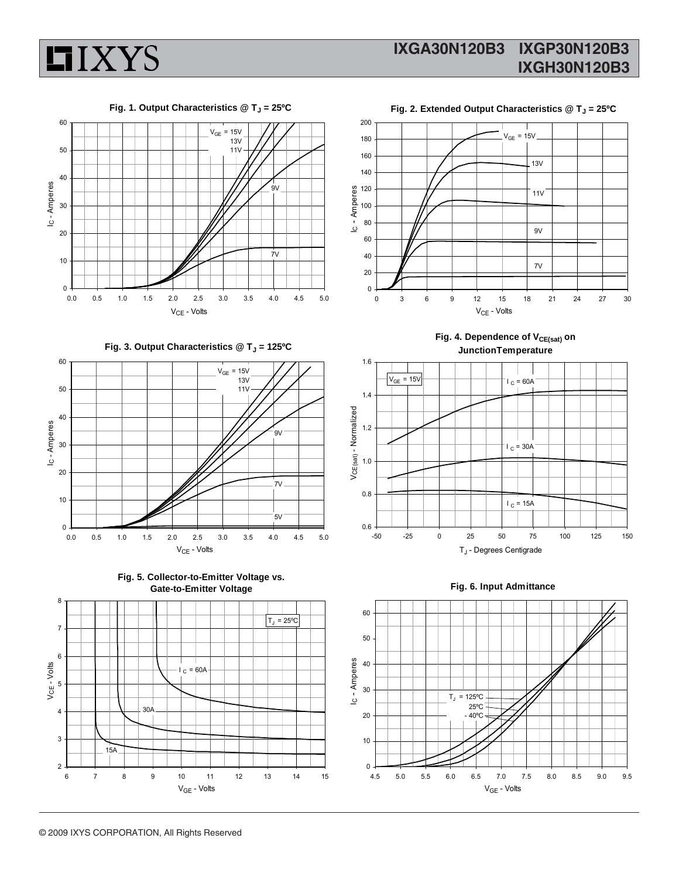Fig. 1. Output Characteristics @ $T_J$ = 25ºC

Fig. 2. Extended Output Characteristics @ $T_J$ = 25ºC

Fig. 3. Output Characteristics @ $T_J$ = 125ºC

Fig. 4. Dependence of $V_{CE(sat)}$ on JunctionTemperature

Fig. 5. Collector-to-Emitter Voltage vs. Gate-to-Emitter Voltage

Fig. 6. Input Admittance

© 2009 IXYS CORPORATION, All Rights Reserved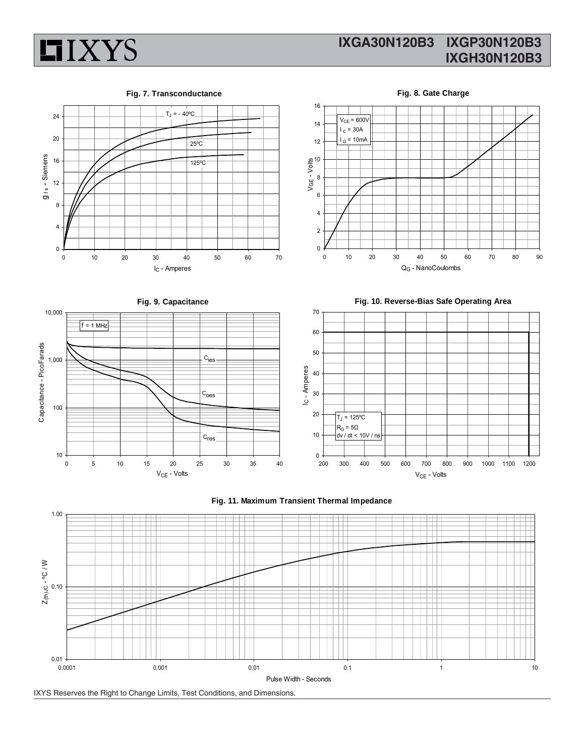**Fig. 7. Transconductance**

$T_J$ = - 40ºC

25ºC

125ºC

$g_{fs}$ - Siemens

$I_C$ - Amperes

**Fig. 8. Gate Charge**

$V_{CE}$ = 600V
$I_C$ = 30A
$I_G$ = 10mA

$V_{GE}$ - Volts

$Q_G$ - NanoCoulombs

**Fig. 9. Capacitance**

f = 1 MHz

$C_{ies}$

$C_{oes}$

$C_{res}$

Capacitance - PicoFarads

$V_{CE}$ - Volts

**Fig. 10. Reverse-Bias Safe Operating Area**

$T_J$ = 125ºC
$R_G$ = 5Ω
dv / dt < 10V / ns

$I_C$ - Amperes

$V_{CE}$ - Volts

**Fig. 11. Maximum Transient Thermal Impedance**

$Z_{(th)JC}$ - ºC / W

Pulse Width - Seconds

IXYS Reserves the Right to Change Limits, Test Conditions, and Dimensions.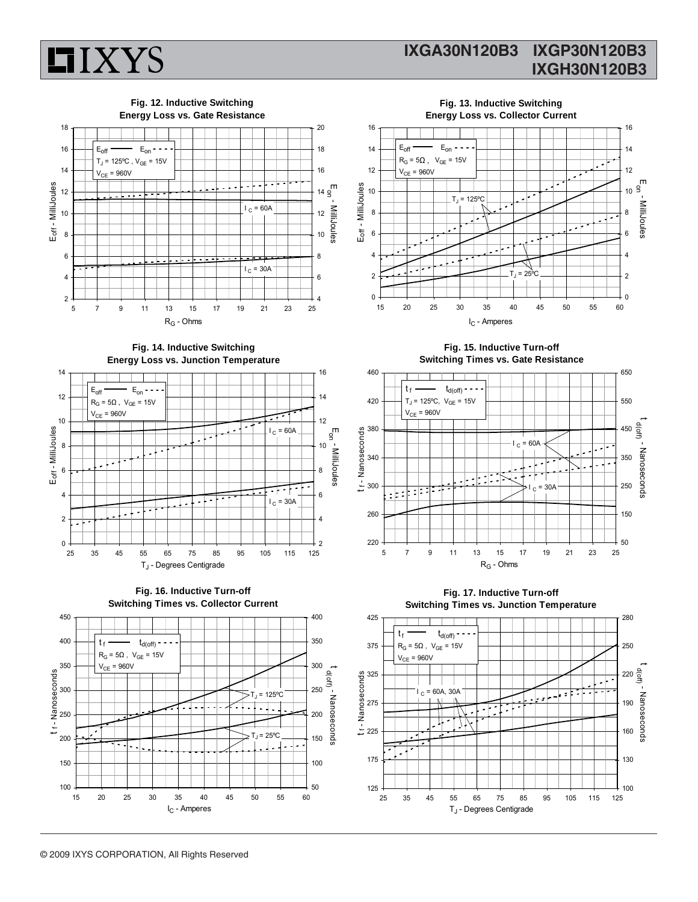**Fig. 12. Inductive Switching Energy Loss vs. Gate Resistance**

$E_{off}$ —— $E_{on}$ - - -
$T_J$ = 125ºC , $V_{GE}$ = 15V
$V_{CE}$ = 960V

$I_C$ = 60A
$I_C$ = 30A

$E_{off}$ - MilliJoules | $E_{on}$ - MilliJoules | $R_G$ - Ohms

**Fig. 13. Inductive Switching Energy Loss vs. Collector Current**

$E_{off}$ —— $E_{on}$ - - -
$R_G$ = 5Ω , $V_{GE}$ = 15V
$V_{CE}$ = 960V

$T_J$ = 125ºC
$T_J$ = 25ºC

$E_{off}$ - MilliJoules | $E_{on}$ - MilliJoules | $I_C$ - Amperes

**Fig. 14. Inductive Switching Energy Loss vs. Junction Temperature**

$E_{off}$ —— $E_{on}$ - - -
$R_G$ = 5Ω , $V_{GE}$ = 15V
$V_{CE}$ = 960V

$I_C$ = 60A
$I_C$ = 30A

$E_{off}$ - MilliJoules | $E_{on}$ - MilliJoules | $T_J$ - Degrees Centigrade

**Fig. 15. Inductive Turn-off Switching Times vs. Gate Resistance**

$t_f$ —— $t_{d(off)}$ - - -
$T_J$ = 125ºC, $V_{GE}$ = 15V
$V_{CE}$ = 960V

$I_C$ = 60A
$I_C$ = 30A

$t_f$ - Nanoseconds | $t_{d(off)}$ - Nanoseconds | $R_G$ - Ohms

**Fig. 16. Inductive Turn-off Switching Times vs. Collector Current**

$t_f$ —— $t_{d(off)}$ - - -
$R_G$ = 5Ω , $V_{GE}$ = 15V
$V_{CE}$ = 960V

$T_J$ = 125ºC
$T_J$ = 25ºC

$t_f$ - Nanoseconds | $t_{d(off)}$ - Nanoseconds | $I_C$ - Amperes

**Fig. 17. Inductive Turn-off Switching Times vs. Junction Temperature**

$t_f$ —— $t_{d(off)}$ - - -
$R_G$ = 5Ω , $V_{GE}$ = 15V
$V_{CE}$ = 960V

$I_C$ = 60A, 30A

$t_f$ - Nanoseconds | $t_{d(off)}$ - Nanoseconds | $T_J$ - Degrees Centigrade

© 2009 IXYS CORPORATION, All Rights Reserved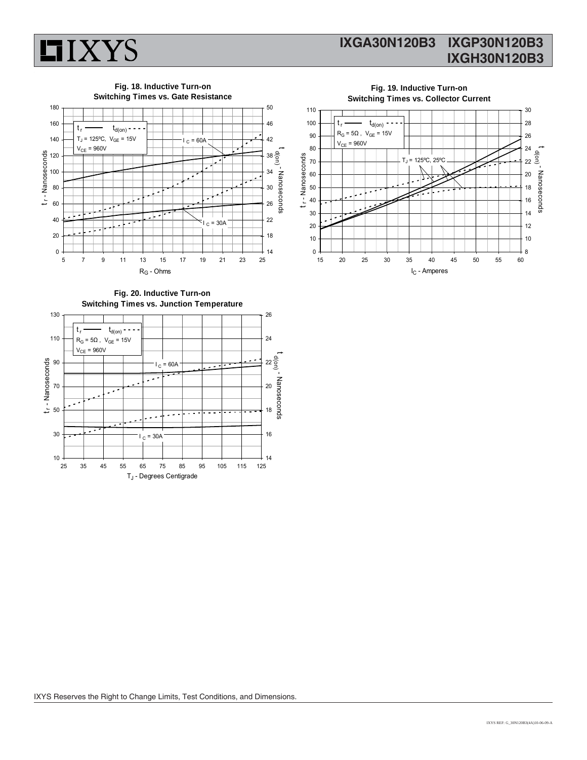Fig. 18. Inductive Turn-on Switching Times vs. Gate Resistance

$t_r$ — $t_{d(on)}$ - - -

$T_J$ = 125ºC, $V_{GE}$ = 15V

$V_{CE}$ = 960V

$I_C$ = 60A

$I_C$ = 30A

$t_r$ - Nanoseconds

$t_{d(on)}$ - Nanoseconds

$R_G$ - Ohms

180, 160, 140, 120, 100, 80, 60, 40, 20, 0

50, 46, 42, 38, 34, 30, 26, 22, 18, 14

5, 7, 9, 11, 13, 15, 17, 19, 21, 23, 25

Fig. 19. Inductive Turn-on Switching Times vs. Collector Current

$t_r$ — $t_{d(on)}$ - - -

$R_G$ = 5Ω , $V_{GE}$ = 15V

$V_{CE}$ = 960V

$T_J$ = 125ºC, 25ºC

$t_r$ - Nanoseconds

$t_{d(on)}$ - Nanoseconds

$I_C$ - Amperes

110, 100, 90, 80, 70, 60, 50, 40, 30, 20, 10, 0

30, 28, 26, 24, 22, 20, 18, 16, 14, 12, 10, 8

15, 20, 25, 30, 35, 40, 45, 50, 55, 60

Fig. 20. Inductive Turn-on Switching Times vs. Junction Temperature

$t_r$ — $t_{d(on)}$ - - -

$R_G$ = 5Ω , $V_{GE}$ = 15V

$V_{CE}$ = 960V

$I_C$ = 60A

$I_C$ = 30A

$t_r$ - Nanoseconds

$t_{d(on)}$ - Nanoseconds

$T_J$ - Degrees Centigrade

130, 110, 90, 70, 50, 30, 10

26, 24, 22, 20, 18, 16, 14

25, 35, 45, 55, 65, 75, 85, 95, 105, 115, 125

IXYS Reserves the Right to Change Limits, Test Conditions, and Dimensions.

IXYS REF: G_30N120B3(4A)10-06-09-A